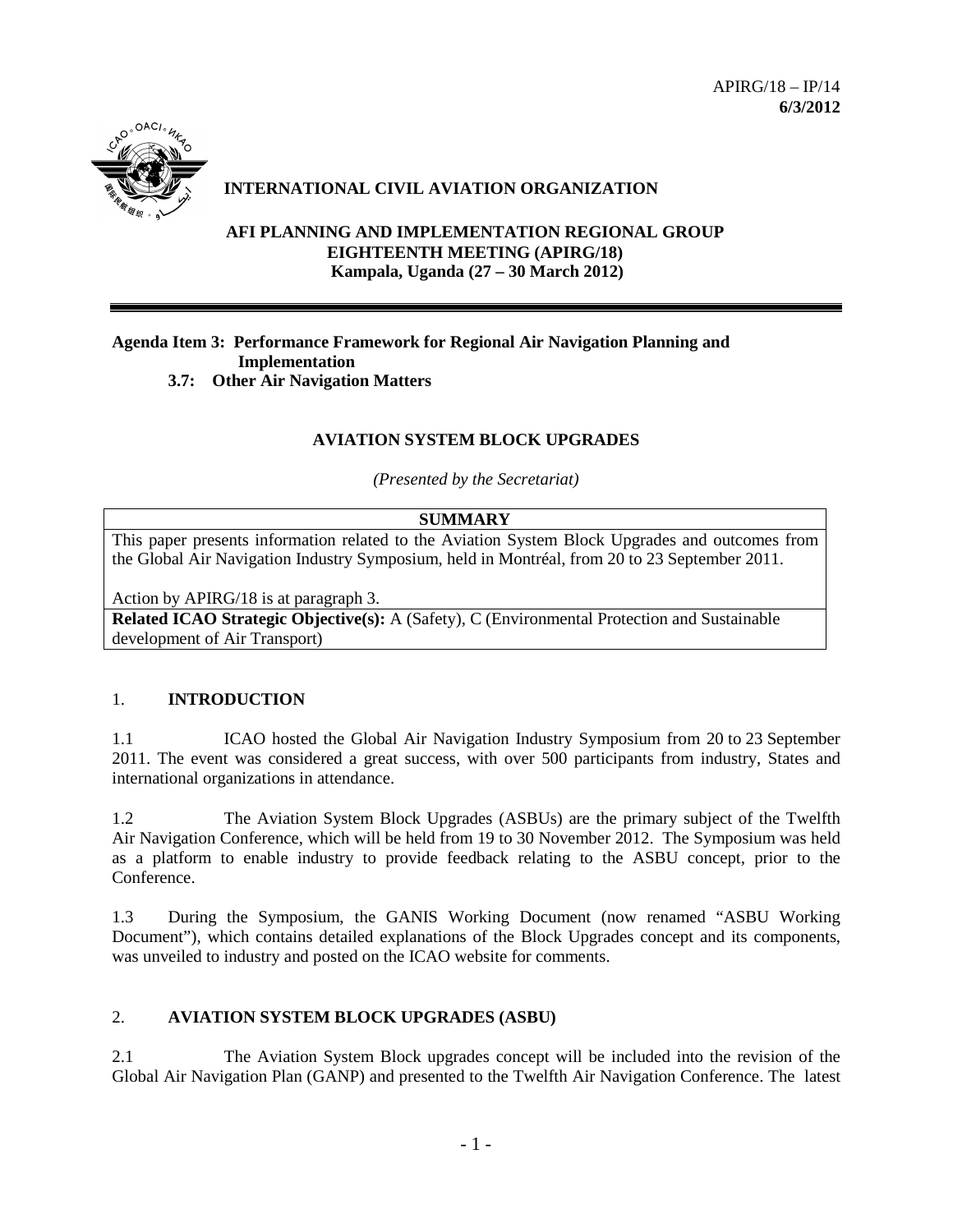APIRG/18 – IP/14
**6/3/2012**

**INTERNATIONAL CIVIL AVIATION ORGANIZATION**

**AFI PLANNING AND IMPLEMENTATION REGIONAL GROUP**
**EIGHTEENTH MEETING (APIRG/18)**
**Kampala, Uganda (27 – 30 March 2012)**

---

**Agenda Item 3: Performance Framework for Regional Air Navigation Planning and Implementation**
**3.7: Other Air Navigation Matters**

**AVIATION SYSTEM BLOCK UPGRADES**

*(Presented by the Secretariat)*

| **SUMMARY** |
|---|
| This paper presents information related to the Aviation System Block Upgrades and outcomes from the Global Air Navigation Industry Symposium, held in Montréal, from 20 to 23 September 2011.<br><br>Action by APIRG/18 is at paragraph 3. |
| **Related ICAO Strategic Objective(s):** A (Safety), C (Environmental Protection and Sustainable development of Air Transport) |

## 1. INTRODUCTION

1.1 ICAO hosted the Global Air Navigation Industry Symposium from 20 to 23 September 2011. The event was considered a great success, with over 500 participants from industry, States and international organizations in attendance.

1.2 The Aviation System Block Upgrades (ASBUs) are the primary subject of the Twelfth Air Navigation Conference, which will be held from 19 to 30 November 2012. The Symposium was held as a platform to enable industry to provide feedback relating to the ASBU concept, prior to the Conference.

1.3 During the Symposium, the GANIS Working Document (now renamed "ASBU Working Document"), which contains detailed explanations of the Block Upgrades concept and its components, was unveiled to industry and posted on the ICAO website for comments.

## 2. AVIATION SYSTEM BLOCK UPGRADES (ASBU)

2.1 The Aviation System Block upgrades concept will be included into the revision of the Global Air Navigation Plan (GANP) and presented to the Twelfth Air Navigation Conference. The latest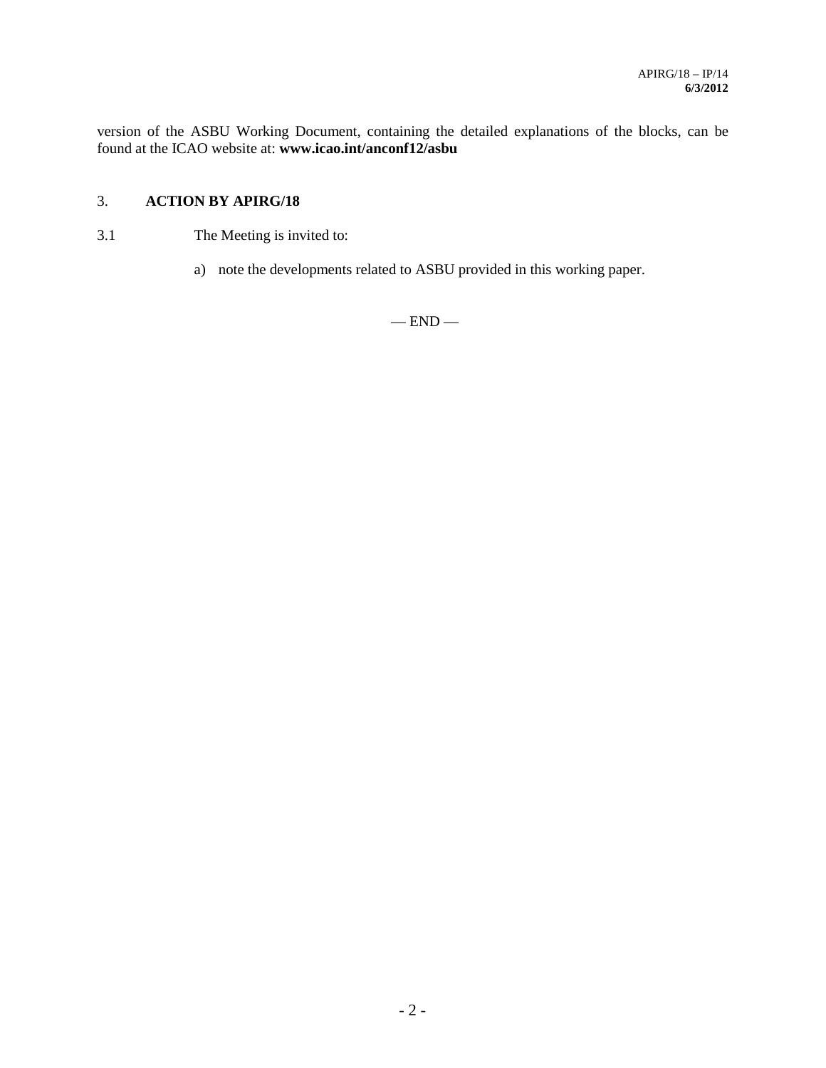version of the ASBU Working Document, containing the detailed explanations of the blocks, can be found at the ICAO website at: **www.icao.int/anconf12/asbu**

## 3. ACTION BY APIRG/18

3.1 The Meeting is invited to:

a) note the developments related to ASBU provided in this working paper.

— END —